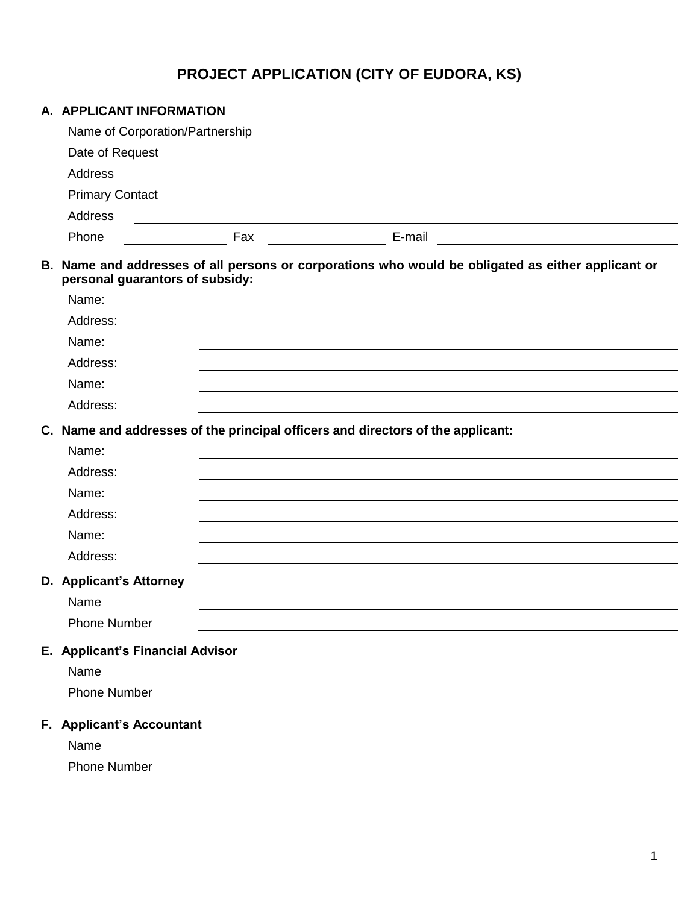# PROJECT APPLICATION (CITY OF EUDORA, KS)

## A. APPLICANT INFORMATION

Name of Corporation/Partnership \_\_\_\_\_\_\_\_\_\_\_\_\_\_\_\_\_\_\_\_

Date of Request \_\_\_\_\_\_\_\_\_\_\_\_\_\_\_\_\_\_\_\_

Address \_\_\_\_\_\_\_\_\_\_\_\_\_\_\_\_\_\_\_\_

Primary Contact \_\_\_\_\_\_\_\_\_\_\_\_\_\_\_\_\_\_\_\_

Address \_\_\_\_\_\_\_\_\_\_\_\_\_\_\_\_\_\_\_\_

Phone \_\_\_\_\_\_\_\_\_\_ Fax \_\_\_\_\_\_\_\_\_\_ E-mail \_\_\_\_\_\_\_\_\_\_\_\_\_\_\_\_\_\_\_\_

## B. Name and addresses of all persons or corporations who would be obligated as either applicant or personal guarantors of subsidy:

Name: \_\_\_\_\_\_\_\_\_\_\_\_\_\_\_\_\_\_\_\_

Address: \_\_\_\_\_\_\_\_\_\_\_\_\_\_\_\_\_\_\_\_

Name: \_\_\_\_\_\_\_\_\_\_\_\_\_\_\_\_\_\_\_\_

Address: \_\_\_\_\_\_\_\_\_\_\_\_\_\_\_\_\_\_\_\_

Name: \_\_\_\_\_\_\_\_\_\_\_\_\_\_\_\_\_\_\_\_

Address: \_\_\_\_\_\_\_\_\_\_\_\_\_\_\_\_\_\_\_\_

## C. Name and addresses of the principal officers and directors of the applicant:

Name: \_\_\_\_\_\_\_\_\_\_\_\_\_\_\_\_\_\_\_\_

Address: \_\_\_\_\_\_\_\_\_\_\_\_\_\_\_\_\_\_\_\_

Name: \_\_\_\_\_\_\_\_\_\_\_\_\_\_\_\_\_\_\_\_

Address: \_\_\_\_\_\_\_\_\_\_\_\_\_\_\_\_\_\_\_\_

Name: \_\_\_\_\_\_\_\_\_\_\_\_\_\_\_\_\_\_\_\_

Address: \_\_\_\_\_\_\_\_\_\_\_\_\_\_\_\_\_\_\_\_

## D. Applicant's Attorney

Name \_\_\_\_\_\_\_\_\_\_\_\_\_\_\_\_\_\_\_\_

Phone Number \_\_\_\_\_\_\_\_\_\_\_\_\_\_\_\_\_\_\_\_

## E. Applicant's Financial Advisor

Name \_\_\_\_\_\_\_\_\_\_\_\_\_\_\_\_\_\_\_\_

Phone Number \_\_\_\_\_\_\_\_\_\_\_\_\_\_\_\_\_\_\_\_

## F. Applicant's Accountant

Name \_\_\_\_\_\_\_\_\_\_\_\_\_\_\_\_\_\_\_\_

Phone Number \_\_\_\_\_\_\_\_\_\_\_\_\_\_\_\_\_\_\_\_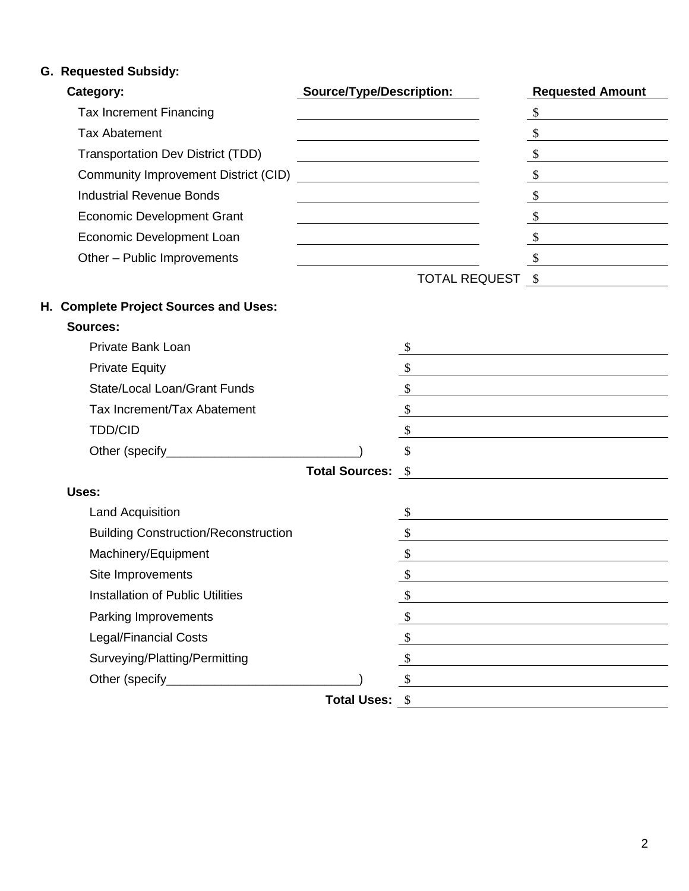**G. Requested Subsidy:**

| Category: | Source/Type/Description: | Requested Amount |
|---|---|---|
| Tax Increment Financing | | $ |
| Tax Abatement | | $ |
| Transportation Dev District (TDD) | | $ |
| Community Improvement District (CID) | | $ |
| Industrial Revenue Bonds | | $ |
| Economic Development Grant | | $ |
| Economic Development Loan | | $ |
| Other – Public Improvements | | $ |
| | TOTAL REQUEST | $ |

**H. Complete Project Sources and Uses:**

**Sources:**

| | |
|---|---|
| Private Bank Loan | $ |
| Private Equity | $ |
| State/Local Loan/Grant Funds | $ |
| Tax Increment/Tax Abatement | $ |
| TDD/CID | $ |
| Other (specify____________________________) | $ |
| **Total Sources:** | $ |

**Uses:**

| | |
|---|---|
| Land Acquisition | $ |
| Building Construction/Reconstruction | $ |
| Machinery/Equipment | $ |
| Site Improvements | $ |
| Installation of Public Utilities | $ |
| Parking Improvements | $ |
| Legal/Financial Costs | $ |
| Surveying/Platting/Permitting | $ |
| Other (specify____________________________) | $ |
| **Total Uses:** | $ |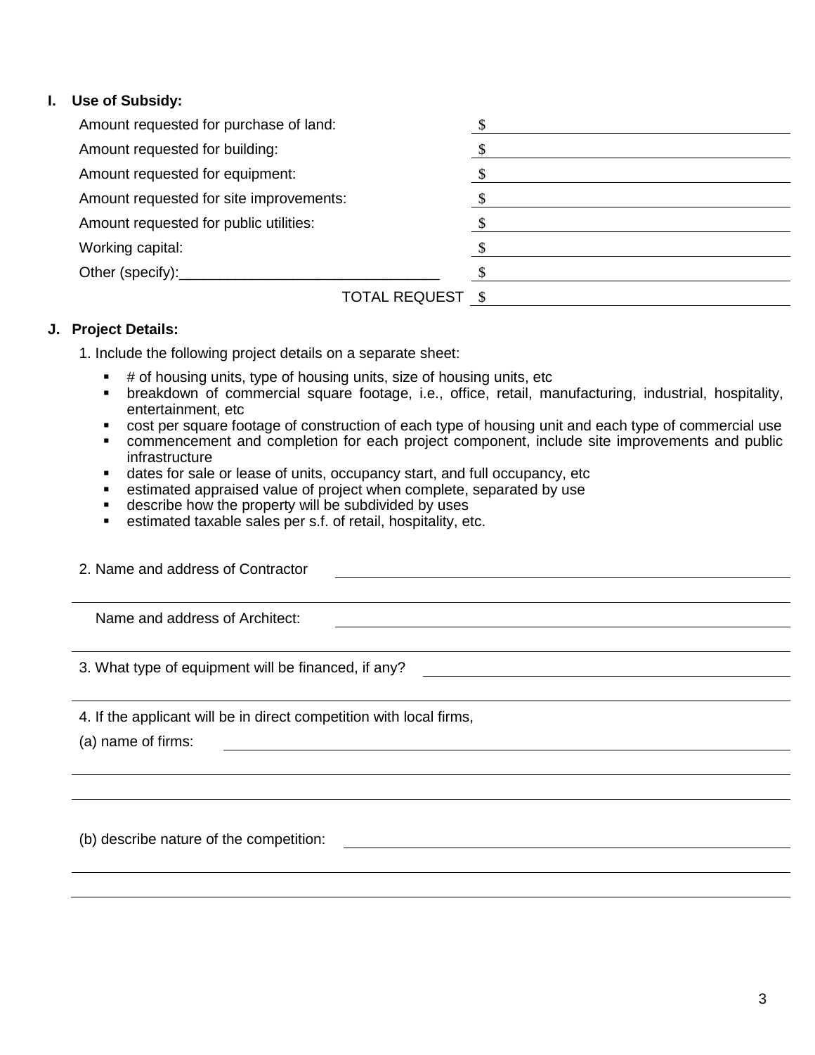**I. Use of Subsidy:**

| | |
|---|---|
| Amount requested for purchase of land: | $ |
| Amount requested for building: | $ |
| Amount requested for equipment: | $ |
| Amount requested for site improvements: | $ |
| Amount requested for public utilities: | $ |
| Working capital: | $ |
| Other (specify):________________________________ | $ |
| TOTAL REQUEST | $ |

**J. Project Details:**

1. Include the following project details on a separate sheet:

   - # of housing units, type of housing units, size of housing units, etc
   - breakdown of commercial square footage, i.e., office, retail, manufacturing, industrial, hospitality, entertainment, etc
   - cost per square footage of construction of each type of housing unit and each type of commercial use
   - commencement and completion for each project component, include site improvements and public infrastructure
   - dates for sale or lease of units, occupancy start, and full occupancy, etc
   - estimated appraised value of project when complete, separated by use
   - describe how the property will be subdivided by uses
   - estimated taxable sales per s.f. of retail, hospitality, etc.

2. Name and address of Contractor ____________________________________________

______________________________________________________________________

Name and address of Architect: ____________________________________________

______________________________________________________________________

3. What type of equipment will be financed, if any? ______________________________

______________________________________________________________________

4. If the applicant will be in direct competition with local firms,

(a) name of firms: ________________________________________________________

______________________________________________________________________

______________________________________________________________________

(b) describe nature of the competition: _______________________________________

______________________________________________________________________

______________________________________________________________________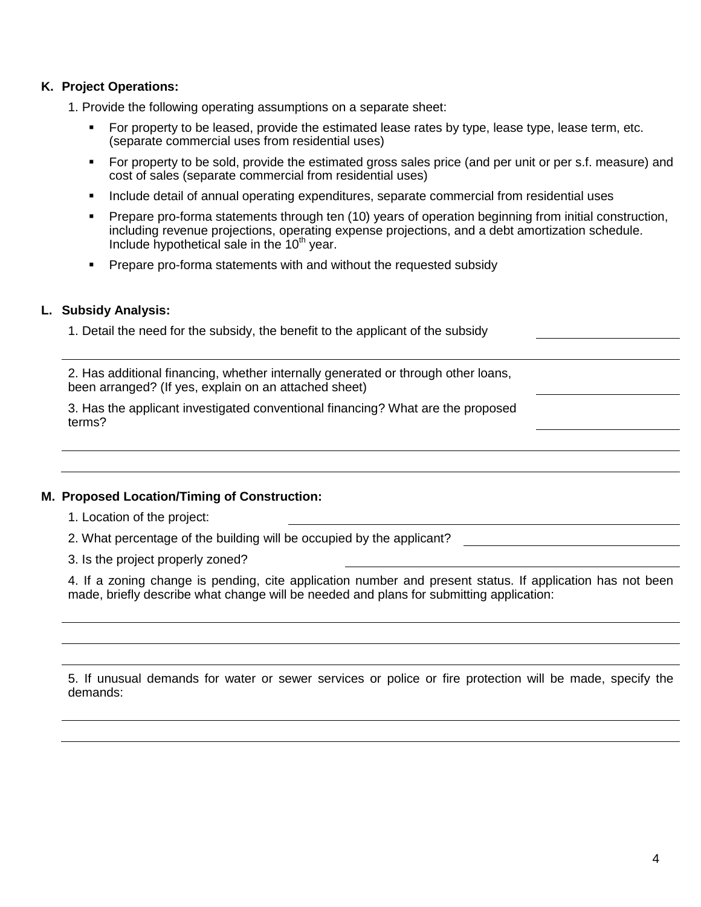**K. Project Operations:**

1. Provide the following operating assumptions on a separate sheet:

   - For property to be leased, provide the estimated lease rates by type, lease type, lease term, etc. (separate commercial uses from residential uses)
   - For property to be sold, provide the estimated gross sales price (and per unit or per s.f. measure) and cost of sales (separate commercial from residential uses)
   - Include detail of annual operating expenditures, separate commercial from residential uses
   - Prepare pro-forma statements through ten (10) years of operation beginning from initial construction, including revenue projections, operating expense projections, and a debt amortization schedule. Include hypothetical sale in the 10th year.
   - Prepare pro-forma statements with and without the requested subsidy

**L. Subsidy Analysis:**

1. Detail the need for the subsidy, the benefit to the applicant of the subsidy \_\_\_\_\_\_\_\_\_\_\_\_\_\_\_\_\_\_\_\_

\_\_\_\_\_\_\_\_\_\_\_\_\_\_\_\_\_\_\_\_\_\_\_\_\_\_\_\_\_\_\_\_\_\_\_\_\_\_\_\_\_\_\_\_\_\_\_\_\_\_\_\_\_\_\_\_\_\_\_\_\_\_\_\_\_\_\_\_\_\_\_\_

2. Has additional financing, whether internally generated or through other loans, been arranged? (If yes, explain on an attached sheet) \_\_\_\_\_\_\_\_\_\_\_\_\_\_\_\_\_\_\_\_

3. Has the applicant investigated conventional financing? What are the proposed terms? \_\_\_\_\_\_\_\_\_\_\_\_\_\_\_\_\_\_\_\_

\_\_\_\_\_\_\_\_\_\_\_\_\_\_\_\_\_\_\_\_\_\_\_\_\_\_\_\_\_\_\_\_\_\_\_\_\_\_\_\_\_\_\_\_\_\_\_\_\_\_\_\_\_\_\_\_\_\_\_\_\_\_\_\_\_\_\_\_\_\_\_\_

\_\_\_\_\_\_\_\_\_\_\_\_\_\_\_\_\_\_\_\_\_\_\_\_\_\_\_\_\_\_\_\_\_\_\_\_\_\_\_\_\_\_\_\_\_\_\_\_\_\_\_\_\_\_\_\_\_\_\_\_\_\_\_\_\_\_\_\_\_\_\_\_

**M. Proposed Location/Timing of Construction:**

1. Location of the project: \_\_\_\_\_\_\_\_\_\_\_\_\_\_\_\_\_\_\_\_\_\_\_\_\_\_\_\_\_\_\_\_\_\_\_\_\_\_\_\_

2. What percentage of the building will be occupied by the applicant? \_\_\_\_\_\_\_\_\_\_\_\_\_\_\_\_\_\_\_\_\_\_\_\_

3. Is the project properly zoned? \_\_\_\_\_\_\_\_\_\_\_\_\_\_\_\_\_\_\_\_\_\_\_\_\_\_\_\_\_\_\_\_\_\_\_\_\_\_\_\_\_\_\_\_

4. If a zoning change is pending, cite application number and present status. If application has not been made, briefly describe what change will be needed and plans for submitting application:

\_\_\_\_\_\_\_\_\_\_\_\_\_\_\_\_\_\_\_\_\_\_\_\_\_\_\_\_\_\_\_\_\_\_\_\_\_\_\_\_\_\_\_\_\_\_\_\_\_\_\_\_\_\_\_\_\_\_\_\_\_\_\_\_\_\_\_\_\_\_\_\_

\_\_\_\_\_\_\_\_\_\_\_\_\_\_\_\_\_\_\_\_\_\_\_\_\_\_\_\_\_\_\_\_\_\_\_\_\_\_\_\_\_\_\_\_\_\_\_\_\_\_\_\_\_\_\_\_\_\_\_\_\_\_\_\_\_\_\_\_\_\_\_\_

\_\_\_\_\_\_\_\_\_\_\_\_\_\_\_\_\_\_\_\_\_\_\_\_\_\_\_\_\_\_\_\_\_\_\_\_\_\_\_\_\_\_\_\_\_\_\_\_\_\_\_\_\_\_\_\_\_\_\_\_\_\_\_\_\_\_\_\_\_\_\_\_

5. If unusual demands for water or sewer services or police or fire protection will be made, specify the demands:

\_\_\_\_\_\_\_\_\_\_\_\_\_\_\_\_\_\_\_\_\_\_\_\_\_\_\_\_\_\_\_\_\_\_\_\_\_\_\_\_\_\_\_\_\_\_\_\_\_\_\_\_\_\_\_\_\_\_\_\_\_\_\_\_\_\_\_\_\_\_\_\_

\_\_\_\_\_\_\_\_\_\_\_\_\_\_\_\_\_\_\_\_\_\_\_\_\_\_\_\_\_\_\_\_\_\_\_\_\_\_\_\_\_\_\_\_\_\_\_\_\_\_\_\_\_\_\_\_\_\_\_\_\_\_\_\_\_\_\_\_\_\_\_\_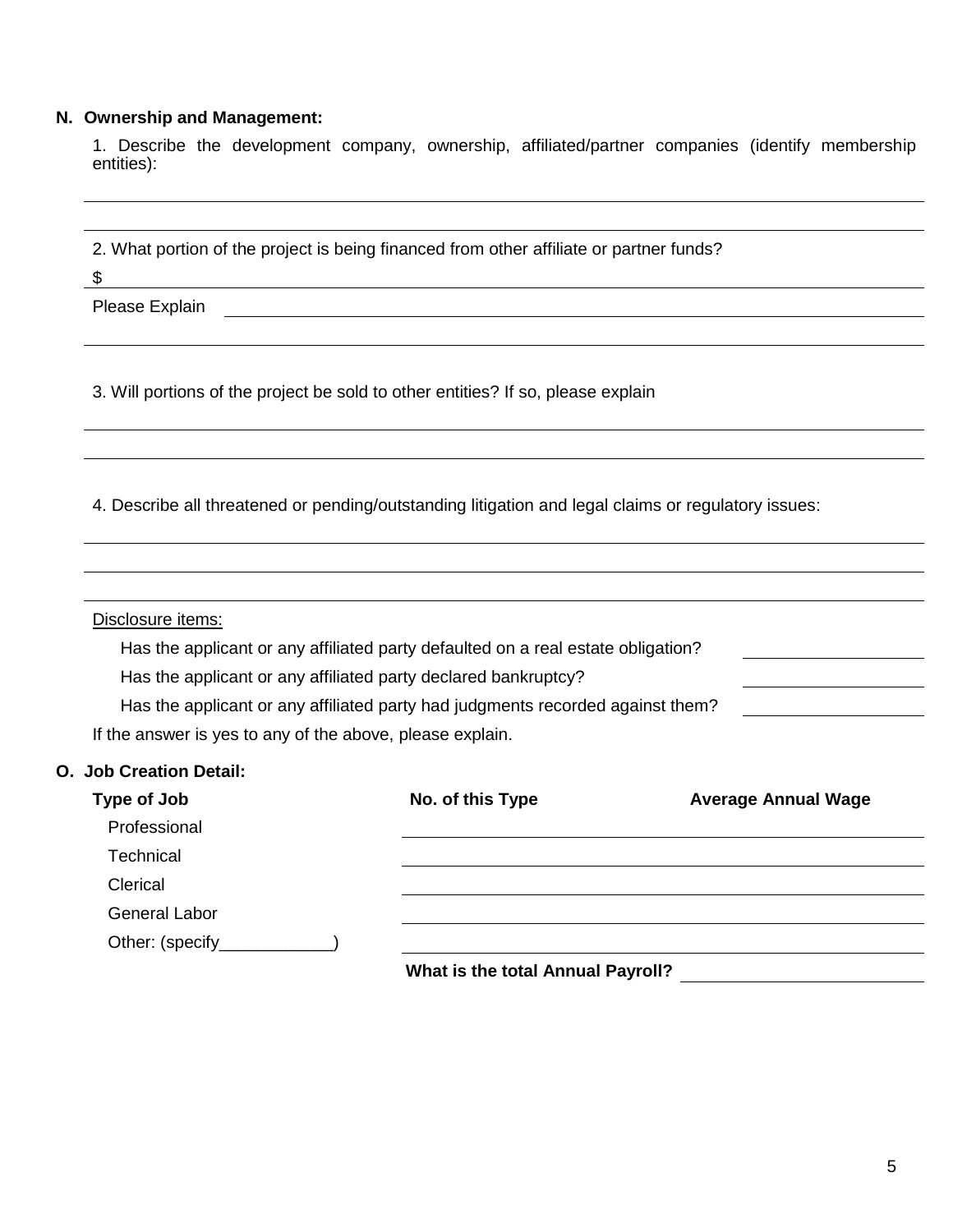## N. Ownership and Management:

1. Describe the development company, ownership, affiliated/partner companies (identify membership entities):

______________________________________________________________________

______________________________________________________________________

2. What portion of the project is being financed from other affiliate or partner funds?

$ ______________________________________________________________________

Please Explain ______________________________________________________________________

______________________________________________________________________

3. Will portions of the project be sold to other entities? If so, please explain

______________________________________________________________________

______________________________________________________________________

4. Describe all threatened or pending/outstanding litigation and legal claims or regulatory issues:

______________________________________________________________________

______________________________________________________________________

______________________________________________________________________

Disclosure items:

Has the applicant or any affiliated party defaulted on a real estate obligation? ____________

Has the applicant or any affiliated party declared bankruptcy? ____________

Has the applicant or any affiliated party had judgments recorded against them? ____________

If the answer is yes to any of the above, please explain.

## O. Job Creation Detail:

| Type of Job | No. of this Type | Average Annual Wage |
|---|---|---|
| Professional | | |
| Technical | | |
| Clerical | | |
| General Labor | | |
| Other: (specify____________) | | |

**What is the total Annual Payroll?** ____________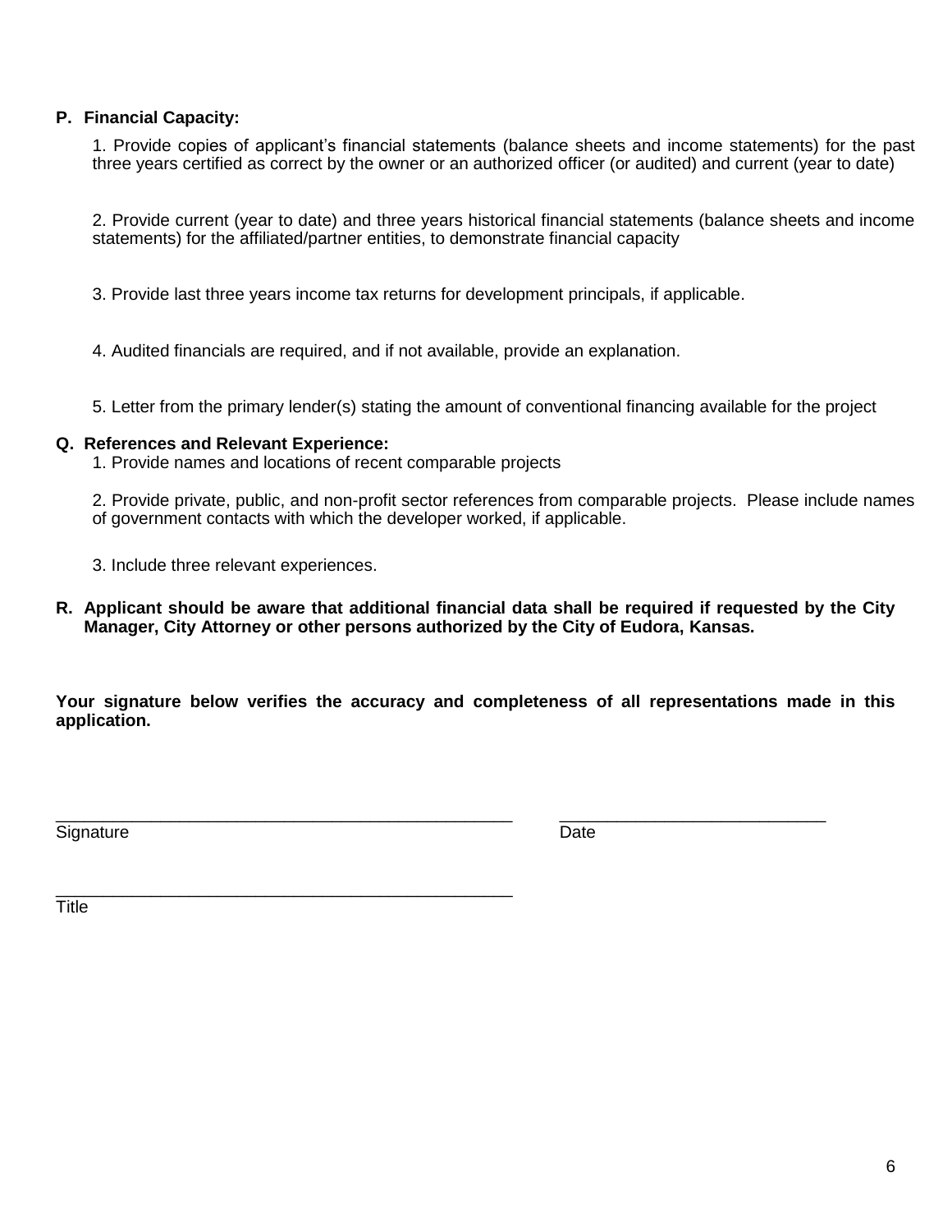**P. Financial Capacity:**

1. Provide copies of applicant's financial statements (balance sheets and income statements) for the past three years certified as correct by the owner or an authorized officer (or audited) and current (year to date)

2. Provide current (year to date) and three years historical financial statements (balance sheets and income statements) for the affiliated/partner entities, to demonstrate financial capacity

3. Provide last three years income tax returns for development principals, if applicable.

4. Audited financials are required, and if not available, provide an explanation.

5. Letter from the primary lender(s) stating the amount of conventional financing available for the project

**Q. References and Relevant Experience:**

1. Provide names and locations of recent comparable projects

2. Provide private, public, and non-profit sector references from comparable projects. Please include names of government contacts with which the developer worked, if applicable.

3. Include three relevant experiences.

**R. Applicant should be aware that additional financial data shall be required if requested by the City Manager, City Attorney or other persons authorized by the City of Eudora, Kansas.**

**Your signature below verifies the accuracy and completeness of all representations made in this application.**

_________________________________________________ ____________________________
Signature Date

_________________________________________________
Title